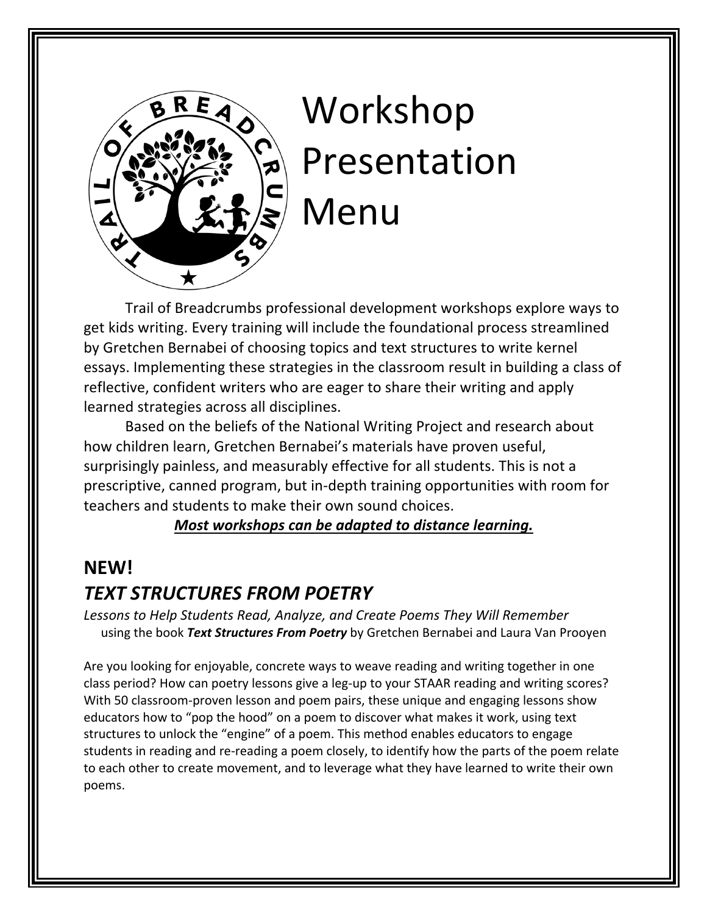# Workshop Presentation Menu

Trail of Breadcrumbs professional development workshops explore ways to get kids writing. Every training will include the foundational process streamlined by Gretchen Bernabei of choosing topics and text structures to write kernel essays. Implementing these strategies in the classroom result in building a class of reflective, confident writers who are eager to share their writing and apply learned strategies across all disciplines.

Based on the beliefs of the National Writing Project and research about how children learn, Gretchen Bernabei's materials have proven useful, surprisingly painless, and measurably effective for all students. This is not a prescriptive, canned program, but in-depth training opportunities with room for teachers and students to make their own sound choices.

***Most workshops can be adapted to distance learning.***

## NEW!

## *TEXT STRUCTURES FROM POETRY*

*Lessons to Help Students Read, Analyze, and Create Poems They Will Remember*
using the book ***Text Structures From Poetry*** by Gretchen Bernabei and Laura Van Prooyen

Are you looking for enjoyable, concrete ways to weave reading and writing together in one class period? How can poetry lessons give a leg-up to your STAAR reading and writing scores? With 50 classroom-proven lesson and poem pairs, these unique and engaging lessons show educators how to "pop the hood" on a poem to discover what makes it work, using text structures to unlock the "engine" of a poem. This method enables educators to engage students in reading and re-reading a poem closely, to identify how the parts of the poem relate to each other to create movement, and to leverage what they have learned to write their own poems.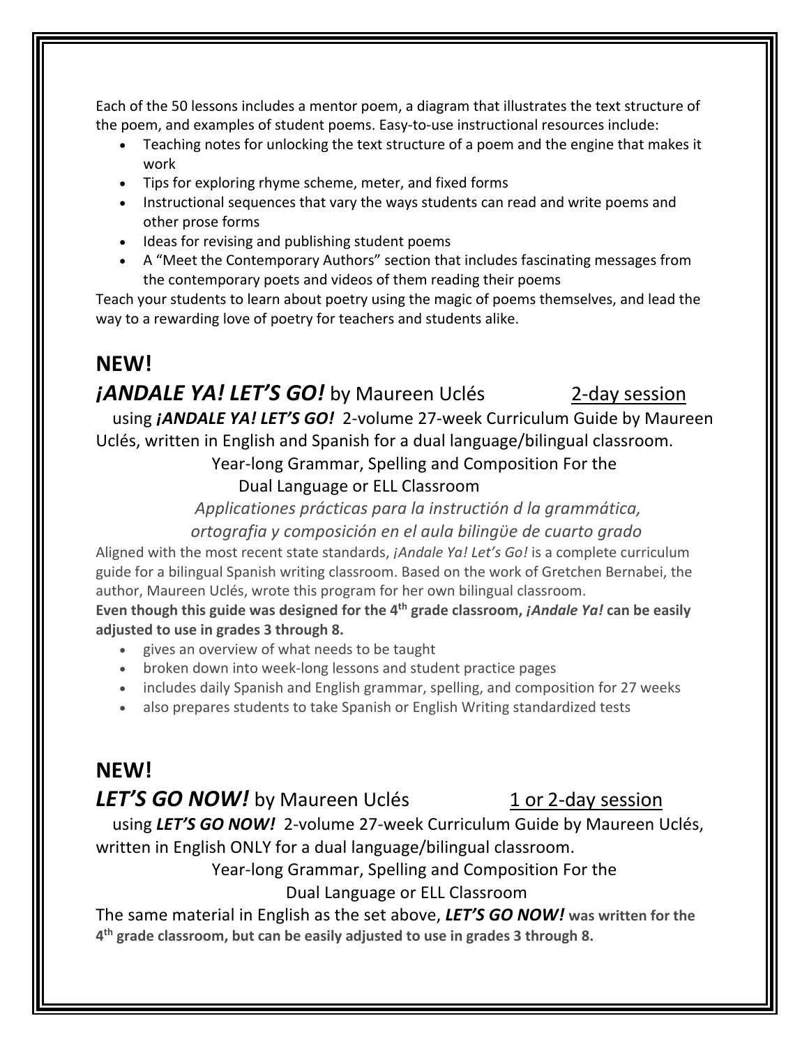Each of the 50 lessons includes a mentor poem, a diagram that illustrates the text structure of the poem, and examples of student poems. Easy-to-use instructional resources include:

- Teaching notes for unlocking the text structure of a poem and the engine that makes it work
- Tips for exploring rhyme scheme, meter, and fixed forms
- Instructional sequences that vary the ways students can read and write poems and other prose forms
- Ideas for revising and publishing student poems
- A "Meet the Contemporary Authors" section that includes fascinating messages from the contemporary poets and videos of them reading their poems

Teach your students to learn about poetry using the magic of poems themselves, and lead the way to a rewarding love of poetry for teachers and students alike.

## NEW!

## *¡ANDALE YA! LET'S GO!* by Maureen Uclés 2-day session

using ***¡ANDALE YA! LET'S GO!*** 2-volume 27-week Curriculum Guide by Maureen Uclés, written in English and Spanish for a dual language/bilingual classroom.

Year-long Grammar, Spelling and Composition For the Dual Language or ELL Classroom

*Applicationes prácticas para la instrutión d la grammática, ortografia y composición en el aula bilingüe de cuarto grado*

Aligned with the most recent state standards, *¡Andale Ya! Let's Go!* is a complete curriculum guide for a bilingual Spanish writing classroom. Based on the work of Gretchen Bernabei, the author, Maureen Uclés, wrote this program for her own bilingual classroom.

**Even though this guide was designed for the 4th grade classroom, *¡Andale Ya!* can be easily adjusted to use in grades 3 through 8.**

- gives an overview of what needs to be taught
- broken down into week-long lessons and student practice pages
- includes daily Spanish and English grammar, spelling, and composition for 27 weeks
- also prepares students to take Spanish or English Writing standardized tests

## NEW!

## *LET'S GO NOW!* by Maureen Uclés 1 or 2-day session

using ***LET'S GO NOW!*** 2-volume 27-week Curriculum Guide by Maureen Uclés, written in English ONLY for a dual language/bilingual classroom.

Year-long Grammar, Spelling and Composition For the Dual Language or ELL Classroom

The same material in English as the set above, ***LET'S GO NOW!* was written for the 4th grade classroom, but can be easily adjusted to use in grades 3 through 8.**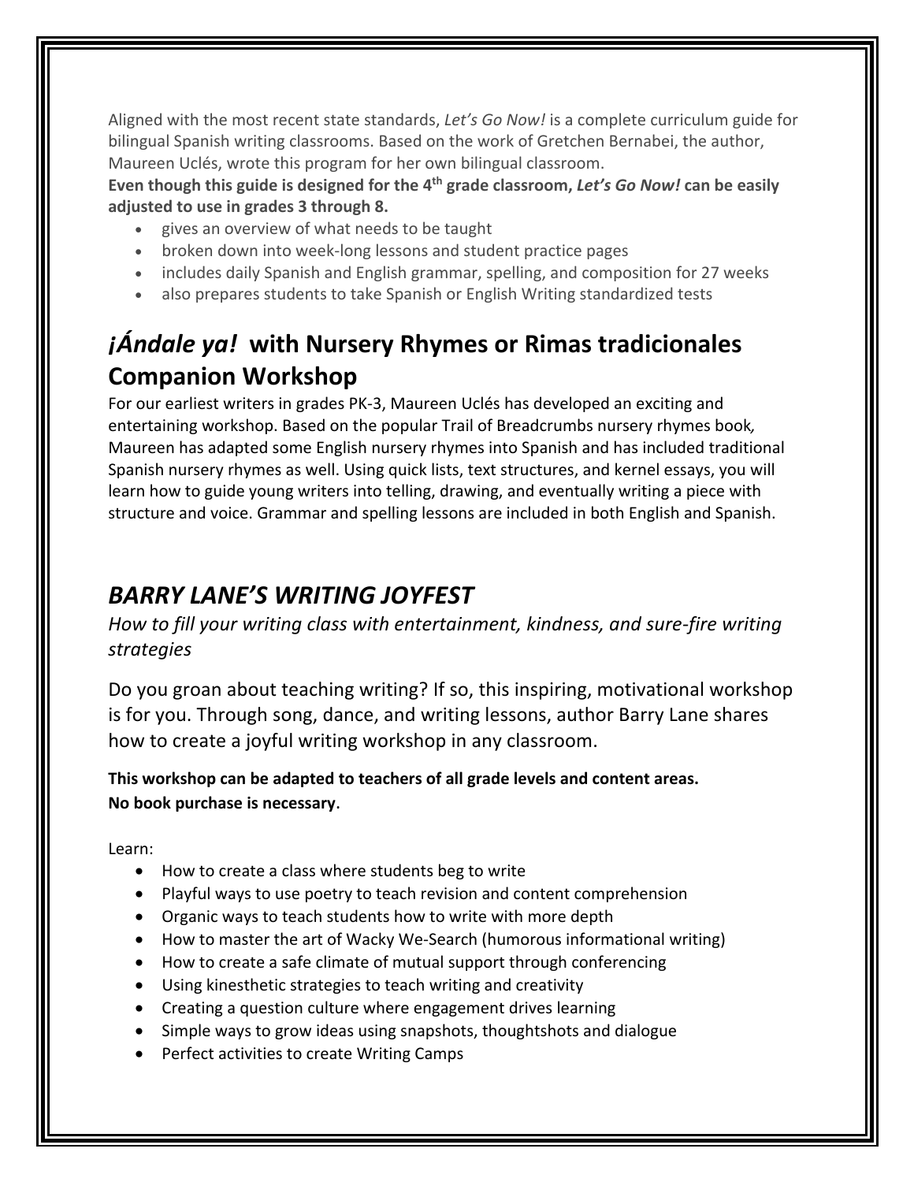Aligned with the most recent state standards, *Let's Go Now!* is a complete curriculum guide for bilingual Spanish writing classrooms. Based on the work of Gretchen Bernabei, the author, Maureen Uclés, wrote this program for her own bilingual classroom.

**Even though this guide is designed for the 4th grade classroom, *Let's Go Now!* can be easily adjusted to use in grades 3 through 8.**

- gives an overview of what needs to be taught
- broken down into week-long lessons and student practice pages
- includes daily Spanish and English grammar, spelling, and composition for 27 weeks
- also prepares students to take Spanish or English Writing standardized tests

## *¡Ándale ya!* with Nursery Rhymes or Rimas tradicionales Companion Workshop

For our earliest writers in grades PK-3, Maureen Uclés has developed an exciting and entertaining workshop. Based on the popular Trail of Breadcrumbs nursery rhymes book*,* Maureen has adapted some English nursery rhymes into Spanish and has included traditional Spanish nursery rhymes as well. Using quick lists, text structures, and kernel essays, you will learn how to guide young writers into telling, drawing, and eventually writing a piece with structure and voice. Grammar and spelling lessons are included in both English and Spanish.

## *BARRY LANE'S WRITING JOYFEST*

*How to fill your writing class with entertainment, kindness, and sure-fire writing strategies*

Do you groan about teaching writing? If so, this inspiring, motivational workshop is for you. Through song, dance, and writing lessons, author Barry Lane shares how to create a joyful writing workshop in any classroom.

**This workshop can be adapted to teachers of all grade levels and content areas.**
**No book purchase is necessary**.

Learn:

- How to create a class where students beg to write
- Playful ways to use poetry to teach revision and content comprehension
- Organic ways to teach students how to write with more depth
- How to master the art of Wacky We-Search (humorous informational writing)
- How to create a safe climate of mutual support through conferencing
- Using kinesthetic strategies to teach writing and creativity
- Creating a question culture where engagement drives learning
- Simple ways to grow ideas using snapshots, thoughtshots and dialogue
- Perfect activities to create Writing Camps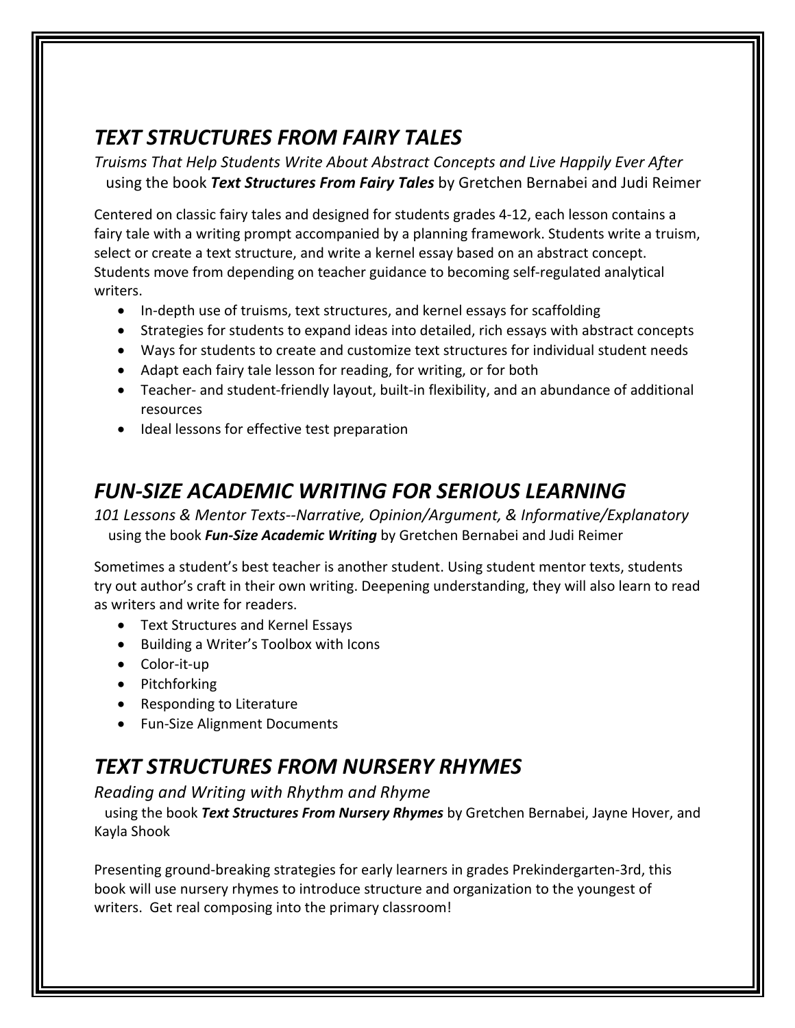## *TEXT STRUCTURES FROM FAIRY TALES*

*Truisms That Help Students Write About Abstract Concepts and Live Happily Ever After*
using the book ***Text Structures From Fairy Tales*** by Gretchen Bernabei and Judi Reimer

Centered on classic fairy tales and designed for students grades 4-12, each lesson contains a fairy tale with a writing prompt accompanied by a planning framework. Students write a truism, select or create a text structure, and write a kernel essay based on an abstract concept. Students move from depending on teacher guidance to becoming self-regulated analytical writers.

- In-depth use of truisms, text structures, and kernel essays for scaffolding
- Strategies for students to expand ideas into detailed, rich essays with abstract concepts
- Ways for students to create and customize text structures for individual student needs
- Adapt each fairy tale lesson for reading, for writing, or for both
- Teacher- and student-friendly layout, built-in flexibility, and an abundance of additional resources
- Ideal lessons for effective test preparation

## *FUN-SIZE ACADEMIC WRITING FOR SERIOUS LEARNING*

*101 Lessons & Mentor Texts--Narrative, Opinion/Argument, & Informative/Explanatory*
using the book ***Fun-Size Academic Writing*** by Gretchen Bernabei and Judi Reimer

Sometimes a student's best teacher is another student. Using student mentor texts, students try out author's craft in their own writing. Deepening understanding, they will also learn to read as writers and write for readers.

- Text Structures and Kernel Essays
- Building a Writer's Toolbox with Icons
- Color-it-up
- Pitchforking
- Responding to Literature
- Fun-Size Alignment Documents

## *TEXT STRUCTURES FROM NURSERY RHYMES*

*Reading and Writing with Rhythm and Rhyme*
using the book ***Text Structures From Nursery Rhymes*** by Gretchen Bernabei, Jayne Hover, and Kayla Shook

Presenting ground-breaking strategies for early learners in grades Prekindergarten-3rd, this book will use nursery rhymes to introduce structure and organization to the youngest of writers. Get real composing into the primary classroom!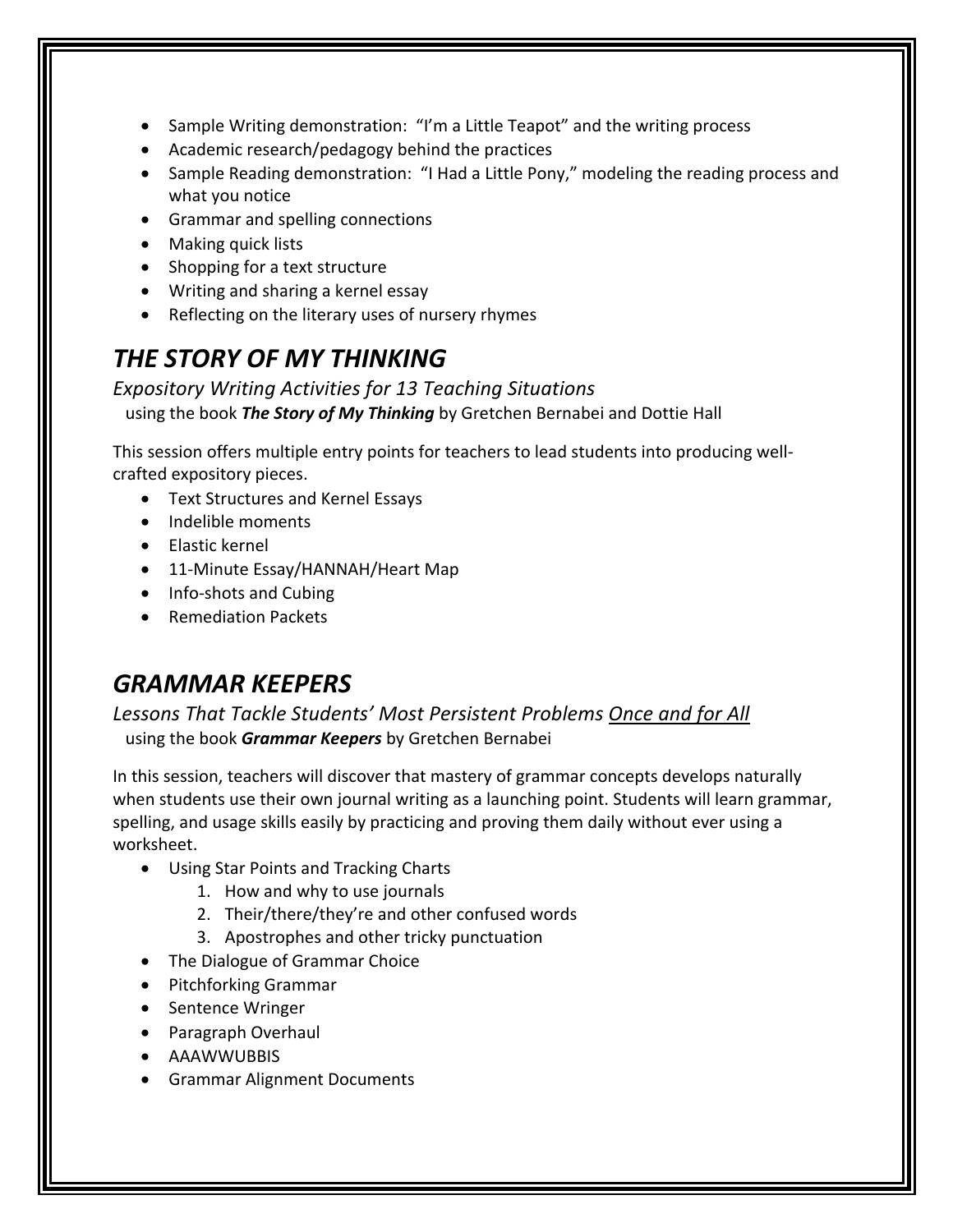- Sample Writing demonstration: "I'm a Little Teapot" and the writing process
- Academic research/pedagogy behind the practices
- Sample Reading demonstration: "I Had a Little Pony," modeling the reading process and what you notice
- Grammar and spelling connections
- Making quick lists
- Shopping for a text structure
- Writing and sharing a kernel essay
- Reflecting on the literary uses of nursery rhymes

## *THE STORY OF MY THINKING*

*Expository Writing Activities for 13 Teaching Situations*
using the book ***The Story of My Thinking*** by Gretchen Bernabei and Dottie Hall

This session offers multiple entry points for teachers to lead students into producing well-crafted expository pieces.

- Text Structures and Kernel Essays
- Indelible moments
- Elastic kernel
- 11-Minute Essay/HANNAH/Heart Map
- Info-shots and Cubing
- Remediation Packets

## *GRAMMAR KEEPERS*

*Lessons That Tackle Students' Most Persistent Problems <u>Once and for All</u>*
using the book ***Grammar Keepers*** by Gretchen Bernabei

In this session, teachers will discover that mastery of grammar concepts develops naturally when students use their own journal writing as a launching point. Students will learn grammar, spelling, and usage skills easily by practicing and proving them daily without ever using a worksheet.

- Using Star Points and Tracking Charts
    1. How and why to use journals
    2. Their/there/they're and other confused words
    3. Apostrophes and other tricky punctuation
- The Dialogue of Grammar Choice
- Pitchforking Grammar
- Sentence Wringer
- Paragraph Overhaul
- AAAWWUBBIS
- Grammar Alignment Documents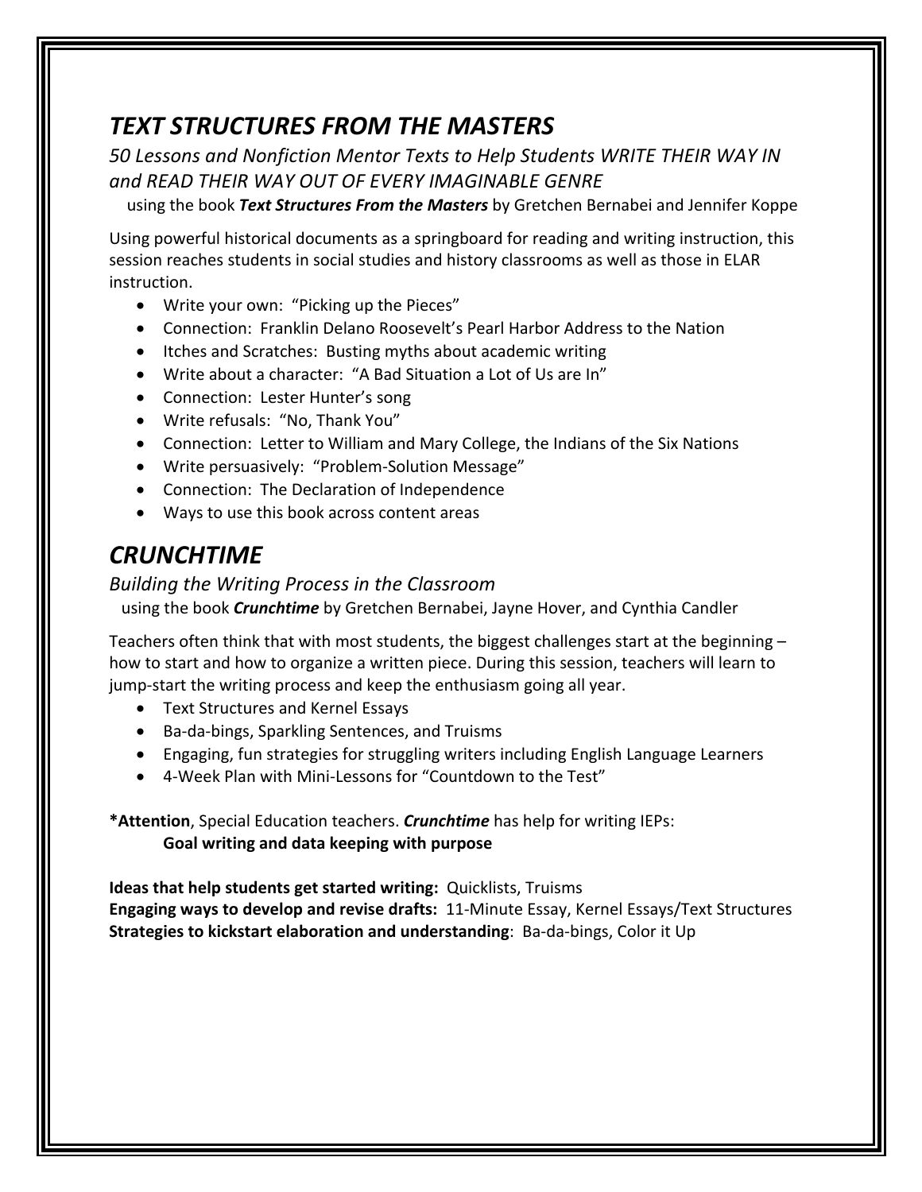## *TEXT STRUCTURES FROM THE MASTERS*

*50 Lessons and Nonfiction Mentor Texts to Help Students WRITE THEIR WAY IN and READ THEIR WAY OUT OF EVERY IMAGINABLE GENRE*

using the book ***Text Structures From the Masters*** by Gretchen Bernabei and Jennifer Koppe

Using powerful historical documents as a springboard for reading and writing instruction, this session reaches students in social studies and history classrooms as well as those in ELAR instruction.

- Write your own: "Picking up the Pieces"
- Connection: Franklin Delano Roosevelt's Pearl Harbor Address to the Nation
- Itches and Scratches: Busting myths about academic writing
- Write about a character: "A Bad Situation a Lot of Us are In"
- Connection: Lester Hunter's song
- Write refusals: "No, Thank You"
- Connection: Letter to William and Mary College, the Indians of the Six Nations
- Write persuasively: "Problem-Solution Message"
- Connection: The Declaration of Independence
- Ways to use this book across content areas

## *CRUNCHTIME*

*Building the Writing Process in the Classroom*

using the book ***Crunchtime*** by Gretchen Bernabei, Jayne Hover, and Cynthia Candler

Teachers often think that with most students, the biggest challenges start at the beginning – how to start and how to organize a written piece. During this session, teachers will learn to jump-start the writing process and keep the enthusiasm going all year.

- Text Structures and Kernel Essays
- Ba-da-bings, Sparkling Sentences, and Truisms
- Engaging, fun strategies for struggling writers including English Language Learners
- 4-Week Plan with Mini-Lessons for "Countdown to the Test"

***Attention**, Special Education teachers. ***Crunchtime*** has help for writing IEPs:
**Goal writing and data keeping with purpose**

**Ideas that help students get started writing:** Quicklists, Truisms
**Engaging ways to develop and revise drafts:** 11-Minute Essay, Kernel Essays/Text Structures
**Strategies to kickstart elaboration and understanding**: Ba-da-bings, Color it Up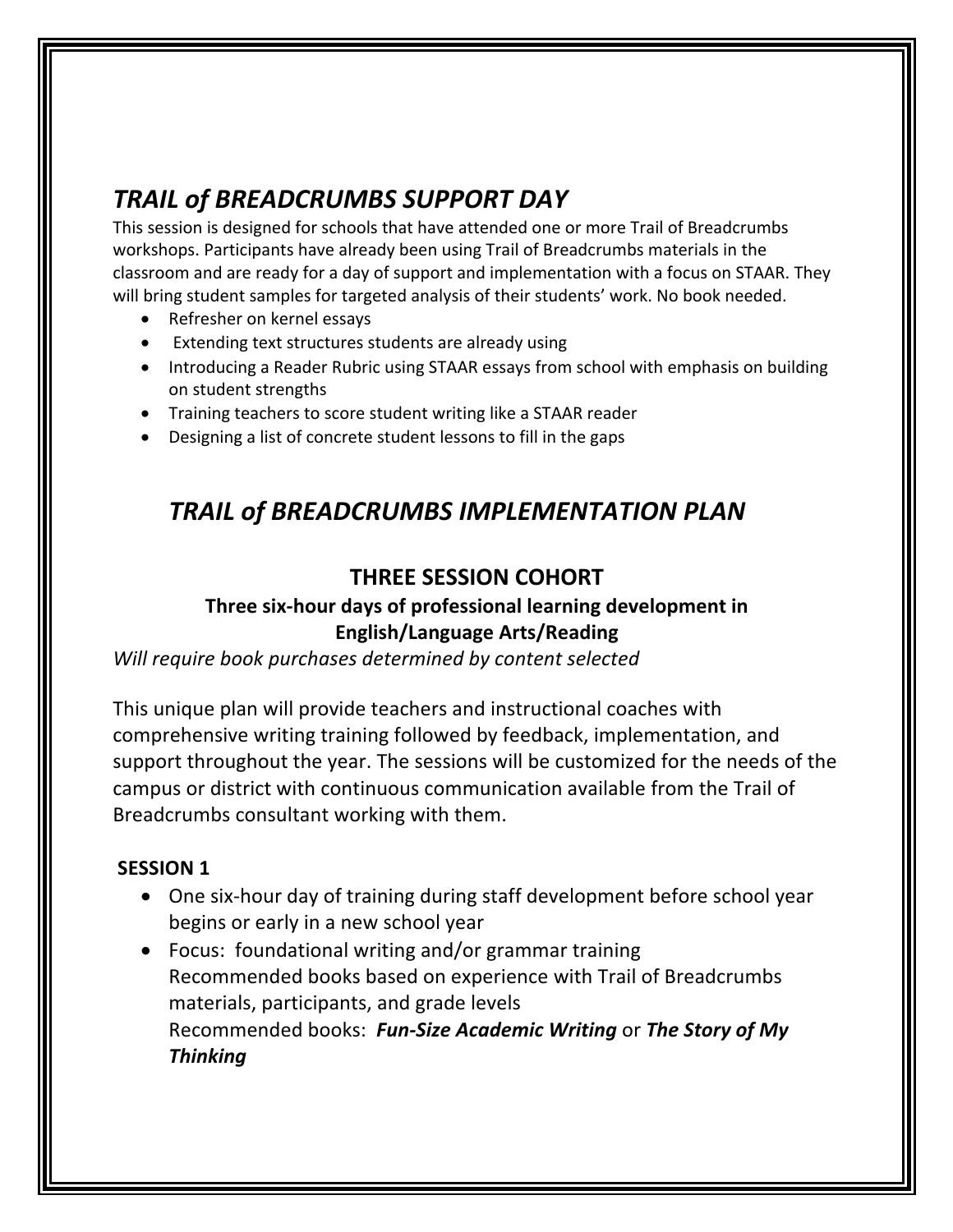## *TRAIL of BREADCRUMBS SUPPORT DAY*

This session is designed for schools that have attended one or more Trail of Breadcrumbs workshops. Participants have already been using Trail of Breadcrumbs materials in the classroom and are ready for a day of support and implementation with a focus on STAAR. They will bring student samples for targeted analysis of their students' work. No book needed.

- Refresher on kernel essays
- Extending text structures students are already using
- Introducing a Reader Rubric using STAAR essays from school with emphasis on building on student strengths
- Training teachers to score student writing like a STAAR reader
- Designing a list of concrete student lessons to fill in the gaps

## *TRAIL of BREADCRUMBS IMPLEMENTATION PLAN*

### THREE SESSION COHORT

**Three six-hour days of professional learning development in English/Language Arts/Reading**

*Will require book purchases determined by content selected*

This unique plan will provide teachers and instructional coaches with comprehensive writing training followed by feedback, implementation, and support throughout the year. The sessions will be customized for the needs of the campus or district with continuous communication available from the Trail of Breadcrumbs consultant working with them.

**SESSION 1**

- One six-hour day of training during staff development before school year begins or early in a new school year
- Focus: foundational writing and/or grammar training
  Recommended books based on experience with Trail of Breadcrumbs materials, participants, and grade levels
  Recommended books: ***Fun-Size Academic Writing*** or ***The Story of My Thinking***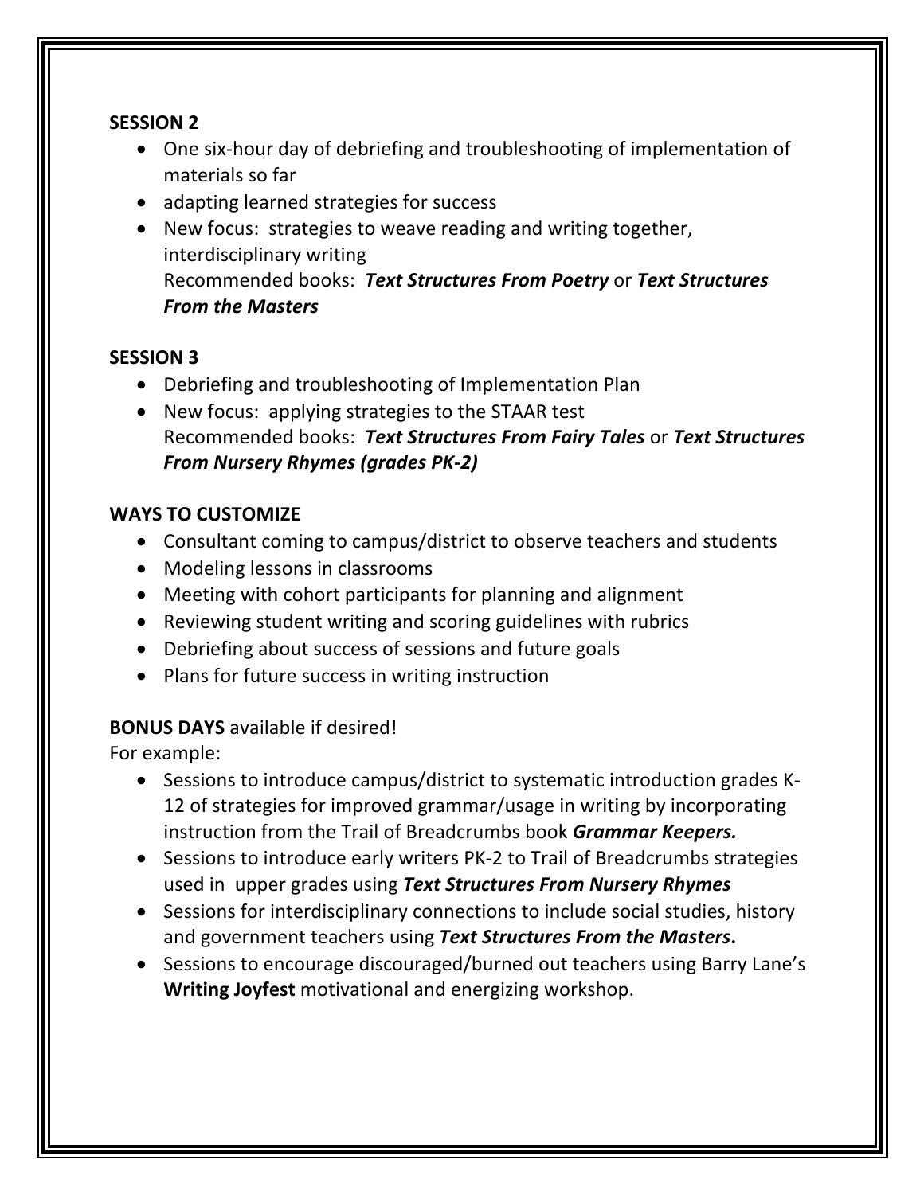**SESSION 2**

- One six-hour day of debriefing and troubleshooting of implementation of materials so far
- adapting learned strategies for success
- New focus: strategies to weave reading and writing together, interdisciplinary writing
  Recommended books: ***Text Structures From Poetry*** or ***Text Structures From the Masters***

**SESSION 3**

- Debriefing and troubleshooting of Implementation Plan
- New focus: applying strategies to the STAAR test
  Recommended books: ***Text Structures From Fairy Tales*** or ***Text Structures From Nursery Rhymes (grades PK-2)***

**WAYS TO CUSTOMIZE**

- Consultant coming to campus/district to observe teachers and students
- Modeling lessons in classrooms
- Meeting with cohort participants for planning and alignment
- Reviewing student writing and scoring guidelines with rubrics
- Debriefing about success of sessions and future goals
- Plans for future success in writing instruction

**BONUS DAYS** available if desired!
For example:

- Sessions to introduce campus/district to systematic introduction grades K-12 of strategies for improved grammar/usage in writing by incorporating instruction from the Trail of Breadcrumbs book ***Grammar Keepers.***
- Sessions to introduce early writers PK-2 to Trail of Breadcrumbs strategies used in upper grades using ***Text Structures From Nursery Rhymes***
- Sessions for interdisciplinary connections to include social studies, history and government teachers using ***Text Structures From the Masters*.**
- Sessions to encourage discouraged/burned out teachers using Barry Lane's **Writing Joyfest** motivational and energizing workshop.